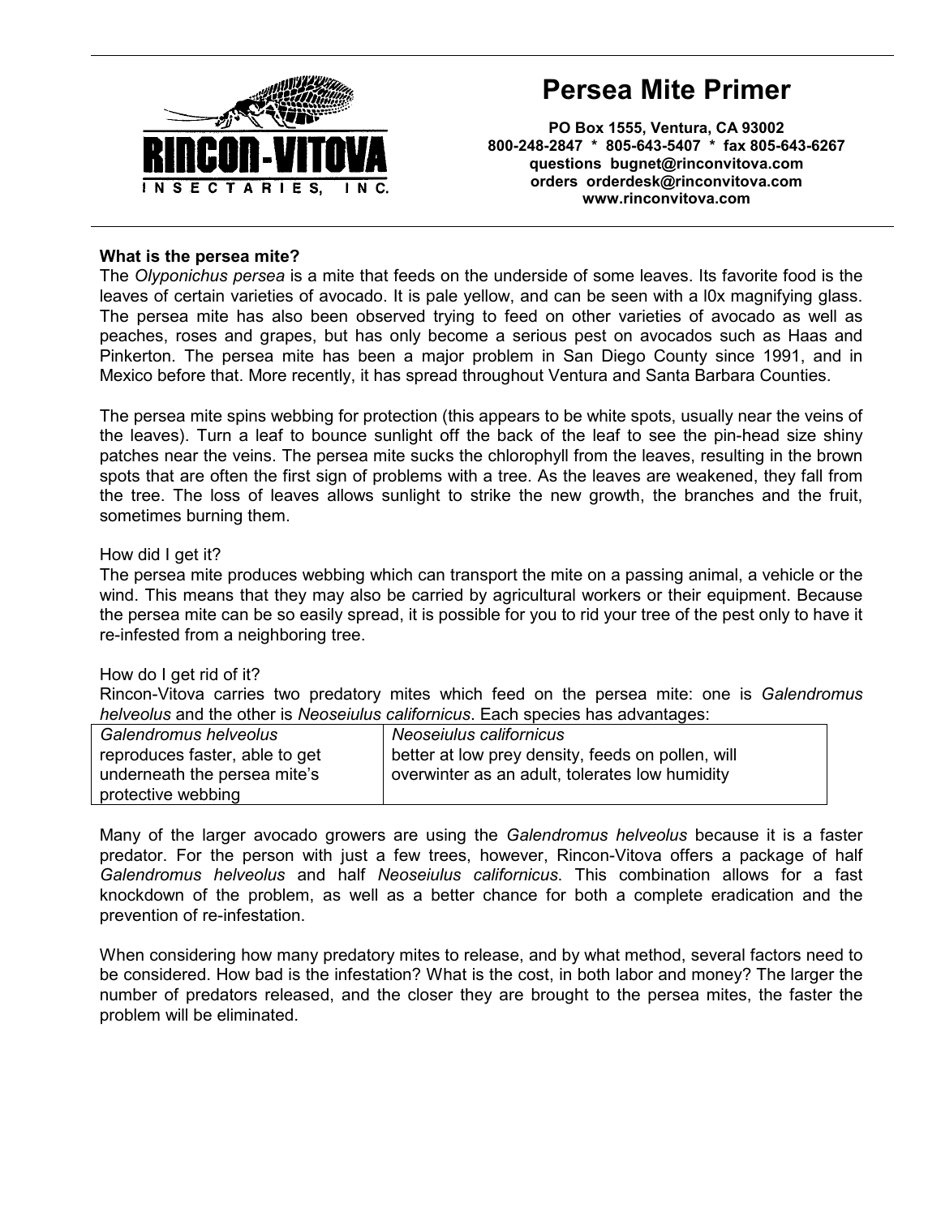# Persea Mite Primer

**PO Box 1555, Ventura, CA 93002**
**800-248-2847 * 805-643-5407 * fax 805-643-6267**
**questions bugnet@rinconvitova.com**
**orders orderdesk@rinconvitova.com**
**www.rinconvitova.com**

**What is the persea mite?**

The *Olyponichus persea* is a mite that feeds on the underside of some leaves. Its favorite food is the leaves of certain varieties of avocado. It is pale yellow, and can be seen with a l0x magnifying glass. The persea mite has also been observed trying to feed on other varieties of avocado as well as peaches, roses and grapes, but has only become a serious pest on avocados such as Haas and Pinkerton. The persea mite has been a major problem in San Diego County since 1991, and in Mexico before that. More recently, it has spread throughout Ventura and Santa Barbara Counties.

The persea mite spins webbing for protection (this appears to be white spots, usually near the veins of the leaves). Turn a leaf to bounce sunlight off the back of the leaf to see the pin-head size shiny patches near the veins. The persea mite sucks the chlorophyll from the leaves, resulting in the brown spots that are often the first sign of problems with a tree. As the leaves are weakened, they fall from the tree. The loss of leaves allows sunlight to strike the new growth, the branches and the fruit, sometimes burning them.

How did I get it?

The persea mite produces webbing which can transport the mite on a passing animal, a vehicle or the wind. This means that they may also be carried by agricultural workers or their equipment. Because the persea mite can be so easily spread, it is possible for you to rid your tree of the pest only to have it re-infested from a neighboring tree.

How do I get rid of it?

Rincon-Vitova carries two predatory mites which feed on the persea mite: one is *Galendromus helveolus* and the other is *Neoseiulus californicus*. Each species has advantages:

| *Galendromus helveolus* | *Neoseiulus californicus* |
|---|---|
| reproduces faster, able to get underneath the persea mite's protective webbing | better at low prey density, feeds on pollen, will overwinter as an adult, tolerates low humidity |

Many of the larger avocado growers are using the *Galendromus helveolus* because it is a faster predator. For the person with just a few trees, however, Rincon-Vitova offers a package of half *Galendromus helveolus* and half *Neoseiulus californicus*. This combination allows for a fast knockdown of the problem, as well as a better chance for both a complete eradication and the prevention of re-infestation.

When considering how many predatory mites to release, and by what method, several factors need to be considered. How bad is the infestation? What is the cost, in both labor and money? The larger the number of predators released, and the closer they are brought to the persea mites, the faster the problem will be eliminated.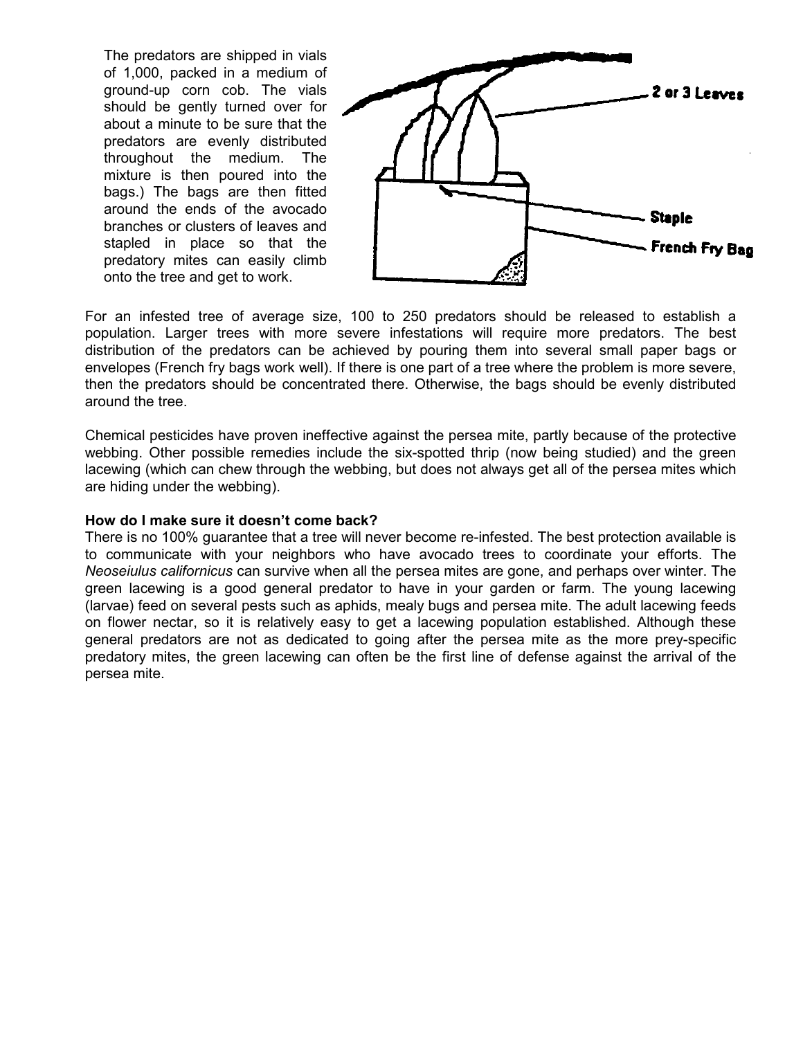The predators are shipped in vials of 1,000, packed in a medium of ground-up corn cob. The vials should be gently turned over for about a minute to be sure that the predators are evenly distributed throughout the medium. The mixture is then poured into the bags.) The bags are then fitted around the ends of the avocado branches or clusters of leaves and stapled in place so that the predatory mites can easily climb onto the tree and get to work.

2 or 3 Leaves

Staple

French Fry Bag

For an infested tree of average size, 100 to 250 predators should be released to establish a population. Larger trees with more severe infestations will require more predators. The best distribution of the predators can be achieved by pouring them into several small paper bags or envelopes (French fry bags work well). If there is one part of a tree where the problem is more severe, then the predators should be concentrated there. Otherwise, the bags should be evenly distributed around the tree.

Chemical pesticides have proven ineffective against the persea mite, partly because of the protective webbing. Other possible remedies include the six-spotted thrip (now being studied) and the green lacewing (which can chew through the webbing, but does not always get all of the persea mites which are hiding under the webbing).

**How do I make sure it doesn't come back?**

There is no 100% guarantee that a tree will never become re-infested. The best protection available is to communicate with your neighbors who have avocado trees to coordinate your efforts. The *Neoseiulus californicus* can survive when all the persea mites are gone, and perhaps over winter. The green lacewing is a good general predator to have in your garden or farm. The young lacewing (larvae) feed on several pests such as aphids, mealy bugs and persea mite. The adult lacewing feeds on flower nectar, so it is relatively easy to get a lacewing population established. Although these general predators are not as dedicated to going after the persea mite as the more prey-specific predatory mites, the green lacewing can often be the first line of defense against the arrival of the persea mite.